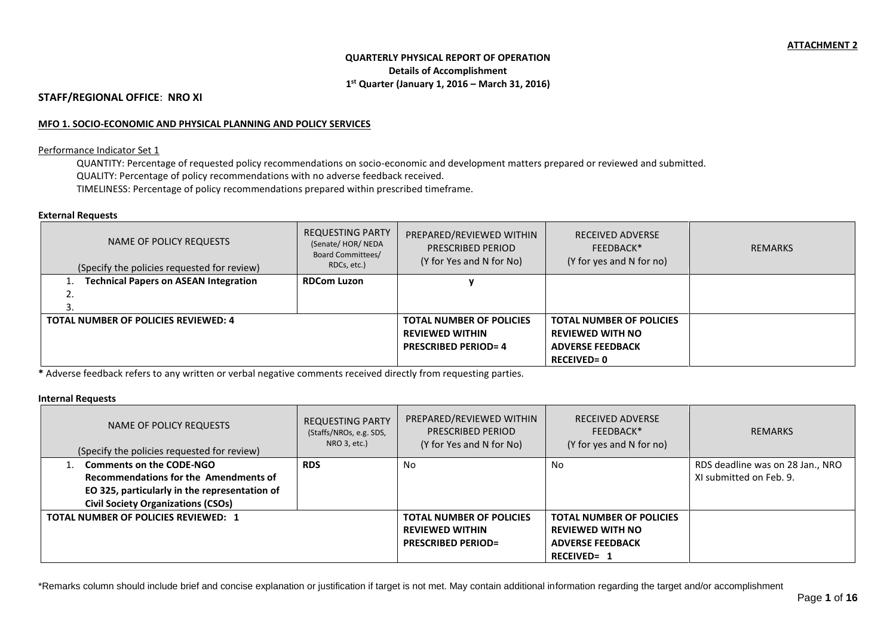**ATTACHMENT 2**

**QUARTERLY PHYSICAL REPORT OF OPERATION**
**Details of Accomplishment**
**1st Quarter (January 1, 2016 – March 31, 2016)**

**STAFF/REGIONAL OFFICE**: **NRO XI**

**MFO 1. SOCIO-ECONOMIC AND PHYSICAL PLANNING AND POLICY SERVICES**

Performance Indicator Set 1

QUANTITY: Percentage of requested policy recommendations on socio-economic and development matters prepared or reviewed and submitted.
QUALITY: Percentage of policy recommendations with no adverse feedback received.
TIMELINESS: Percentage of policy recommendations prepared within prescribed timeframe.

**External Requests**

| NAME OF POLICY REQUESTS (Specify the policies requested for review) | REQUESTING PARTY (Senate/ HOR/ NEDA Board Committees/ RDCs, etc.) | PREPARED/REVIEWED WITHIN PRESCRIBED PERIOD (Y for Yes and N for No) | RECEIVED ADVERSE FEEDBACK* (Y for yes and N for no) | REMARKS |
|---|---|---|---|---|
| 1. **Technical Papers on ASEAN Integration** | **RDCom Luzon** | **y** | | |
| 2. | | | | |
| 3. | | | | |
| **TOTAL NUMBER OF POLICIES REVIEWED: 4** | | **TOTAL NUMBER OF POLICIES REVIEWED WITHIN PRESCRIBED PERIOD= 4** | **TOTAL NUMBER OF POLICIES REVIEWED WITH NO ADVERSE FEEDBACK RECEIVED= 0** | |

**\*** Adverse feedback refers to any written or verbal negative comments received directly from requesting parties.

**Internal Requests**

| NAME OF POLICY REQUESTS (Specify the policies requested for review) | REQUESTING PARTY (Staffs/NROs, e.g. SDS, NRO 3, etc.) | PREPARED/REVIEWED WITHIN PRESCRIBED PERIOD (Y for Yes and N for No) | RECEIVED ADVERSE FEEDBACK* (Y for yes and N for no) | REMARKS |
|---|---|---|---|---|
| 1. **Comments on the CODE-NGO Recommendations for the Amendments of EO 325, particularly in the representation of Civil Society Organizations (CSOs)** | **RDS** | No | No | RDS deadline was on 28 Jan., NRO XI submitted on Feb. 9. |
| **TOTAL NUMBER OF POLICIES REVIEWED: 1** | | **TOTAL NUMBER OF POLICIES REVIEWED WITHIN PRESCRIBED PERIOD=** | **TOTAL NUMBER OF POLICIES REVIEWED WITH NO ADVERSE FEEDBACK RECEIVED= 1** | |

*Remarks column should include brief and concise explanation or justification if target is not met. May contain additional information regarding the target and/or accomplishment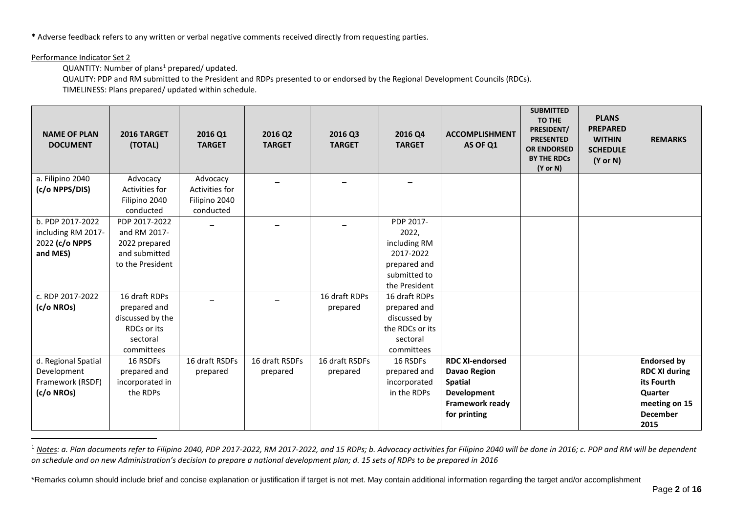**\*** Adverse feedback refers to any written or verbal negative comments received directly from requesting parties.

Performance Indicator Set 2

QUANTITY: Number of plans[1] prepared/ updated.

QUALITY: PDP and RM submitted to the President and RDPs presented to or endorsed by the Regional Development Councils (RDCs).

TIMELINESS: Plans prepared/ updated within schedule.

| NAME OF PLAN DOCUMENT | 2016 TARGET (TOTAL) | 2016 Q1 TARGET | 2016 Q2 TARGET | 2016 Q3 TARGET | 2016 Q4 TARGET | ACCOMPLISHMENT AS OF Q1 | SUBMITTED TO THE PRESIDENT/ PRESENTED OR ENDORSED BY THE RDCs (Y or N) | PLANS PREPARED WITHIN SCHEDULE (Y or N) | REMARKS |
|---|---|---|---|---|---|---|---|---|---|
| a. Filipino 2040 **(c/o NPPS/DIS)** | Advocacy Activities for Filipino 2040 conducted | Advocacy Activities for Filipino 2040 conducted | – | – | – | | | | |
| b. PDP 2017-2022 including RM 2017-2022 **(c/o NPPS and MES)** | PDP 2017-2022 and RM 2017-2022 prepared and submitted to the President | – | – | – | PDP 2017-2022, including RM 2017-2022 prepared and submitted to the President | | | | |
| c. RDP 2017-2022 **(c/o NROs)** | 16 draft RDPs prepared and discussed by the RDCs or its sectoral committees | – | – | 16 draft RDPs prepared | 16 draft RDPs prepared and discussed by the RDCs or its sectoral committees | | | | |
| d. Regional Spatial Development Framework (RSDF) **(c/o NROs)** | 16 RSDFs prepared and incorporated in the RDPs | 16 draft RSDFs prepared | 16 draft RSDFs prepared | 16 draft RSDFs prepared | 16 RSDFs prepared and incorporated in the RDPs | **RDC XI-endorsed Davao Region Spatial Development Framework ready for printing** | | | **Endorsed by RDC XI during its Fourth Quarter meeting on 15 December 2015** |

[1] *Notes: a. Plan documents refer to Filipino 2040, PDP 2017-2022, RM 2017-2022, and 15 RDPs; b. Advocacy activities for Filipino 2040 will be done in 2016; c. PDP and RM will be dependent on schedule and on new Administration's decision to prepare a national development plan; d. 15 sets of RDPs to be prepared in 2016*

\*Remarks column should include brief and concise explanation or justification if target is not met. May contain additional information regarding the target and/or accomplishment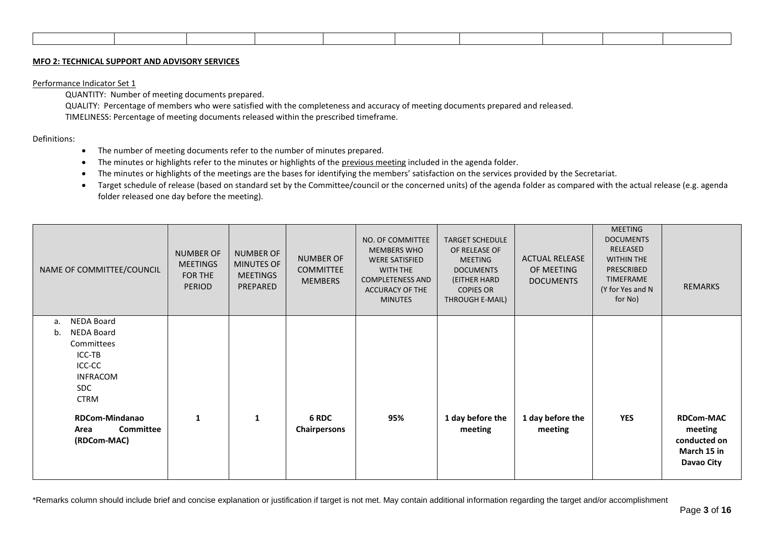| | | | | | | | | | |
|---|---|---|---|---|---|---|---|---|---|
| | | | | | | | | | |

**MFO 2: TECHNICAL SUPPORT AND ADVISORY SERVICES**

Performance Indicator Set 1

QUANTITY: Number of meeting documents prepared.

QUALITY: Percentage of members who were satisfied with the completeness and accuracy of meeting documents prepared and released.

TIMELINESS: Percentage of meeting documents released within the prescribed timeframe.

Definitions:

- The number of meeting documents refer to the number of minutes prepared.
- The minutes or highlights refer to the minutes or highlights of the previous meeting included in the agenda folder.
- The minutes or highlights of the meetings are the bases for identifying the members' satisfaction on the services provided by the Secretariat.
- Target schedule of release (based on standard set by the Committee/council or the concerned units) of the agenda folder as compared with the actual release (e.g. agenda folder released one day before the meeting).

| NAME OF COMMITTEE/COUNCIL | NUMBER OF MEETINGS FOR THE PERIOD | NUMBER OF MINUTES OF MEETINGS PREPARED | NUMBER OF COMMITTEE MEMBERS | NO. OF COMMITTEE MEMBERS WHO WERE SATISFIED WITH THE COMPLETENESS AND ACCURACY OF THE MINUTES | TARGET SCHEDULE OF RELEASE OF MEETING DOCUMENTS (EITHER HARD COPIES OR THROUGH E-MAIL) | ACTUAL RELEASE OF MEETING DOCUMENTS | MEETING DOCUMENTS RELEASED WITHIN THE PRESCRIBED TIMEFRAME (Y for Yes and N for No) | REMARKS |
|---|---|---|---|---|---|---|---|---|
| a. NEDA Board<br>b. NEDA Board Committees<br>ICC-TB<br>ICC-CC<br>INFRACOM<br>SDC<br>CTRM<br>**RDCom-Mindanao Area Committee (RDCom-MAC)** | **1** | **1** | **6 RDC Chairpersons** | **95%** | **1 day before the meeting** | **1 day before the meeting** | **YES** | **RDCom-MAC meeting conducted on March 15 in Davao City** |

\*Remarks column should include brief and concise explanation or justification if target is not met. May contain additional information regarding the target and/or accomplishment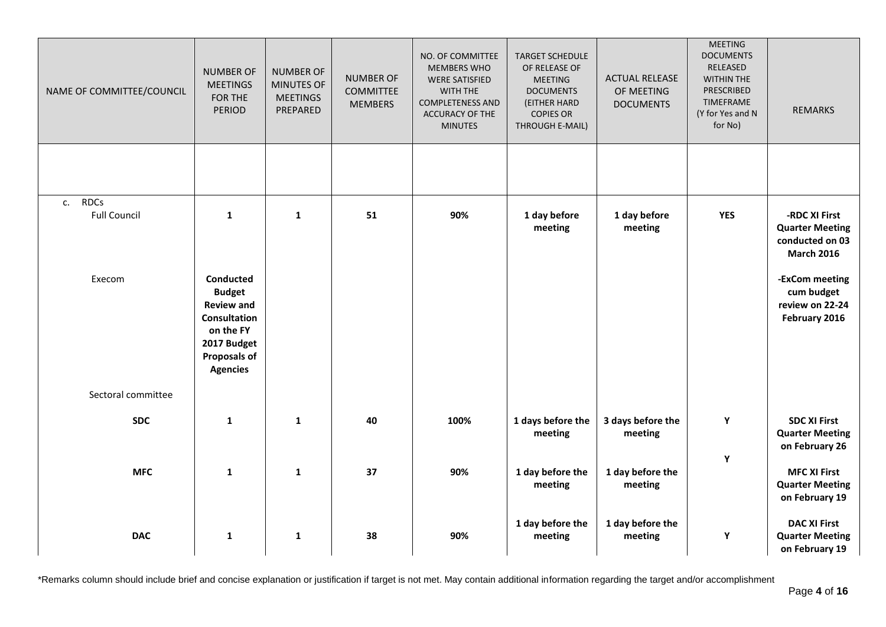| NAME OF COMMITTEE/COUNCIL | NUMBER OF MEETINGS FOR THE PERIOD | NUMBER OF MINUTES OF MEETINGS PREPARED | NUMBER OF COMMITTEE MEMBERS | NO. OF COMMITTEE MEMBERS WHO WERE SATISFIED WITH THE COMPLETENESS AND ACCURACY OF THE MINUTES | TARGET SCHEDULE OF RELEASE OF MEETING DOCUMENTS (EITHER HARD COPIES OR THROUGH E-MAIL) | ACTUAL RELEASE OF MEETING DOCUMENTS | MEETING DOCUMENTS RELEASED WITHIN THE PRESCRIBED TIMEFRAME (Y for Yes and N for No) | REMARKS |
|---|---|---|---|---|---|---|---|---|
| | | | | | | | | |
| c. RDCs | | | | | | | | |
| Full Council | **1** | **1** | **51** | **90%** | **1 day before meeting** | **1 day before meeting** | **YES** | **-RDC XI First Quarter Meeting conducted on 03 March 2016** |
| Execom | **Conducted Budget Review and Consultation on the FY 2017 Budget Proposals of Agencies** | | | | | | | **-ExCom meeting cum budget review on 22-24 February 2016** |
| Sectoral committee | | | | | | | | |
| **SDC** | **1** | **1** | **40** | **100%** | **1 days before the meeting** | **3 days before the meeting** | **Y** | **SDC XI First Quarter Meeting on February 26** |
| **MFC** | **1** | **1** | **37** | **90%** | **1 day before the meeting** | **1 day before the meeting** | **Y** | **MFC XI First Quarter Meeting on February 19** |
| **DAC** | **1** | **1** | **38** | **90%** | **1 day before the meeting** | **1 day before the meeting** | **Y** | **DAC XI First Quarter Meeting on February 19** |

*Remarks column should include brief and concise explanation or justification if target is not met. May contain additional information regarding the target and/or accomplishment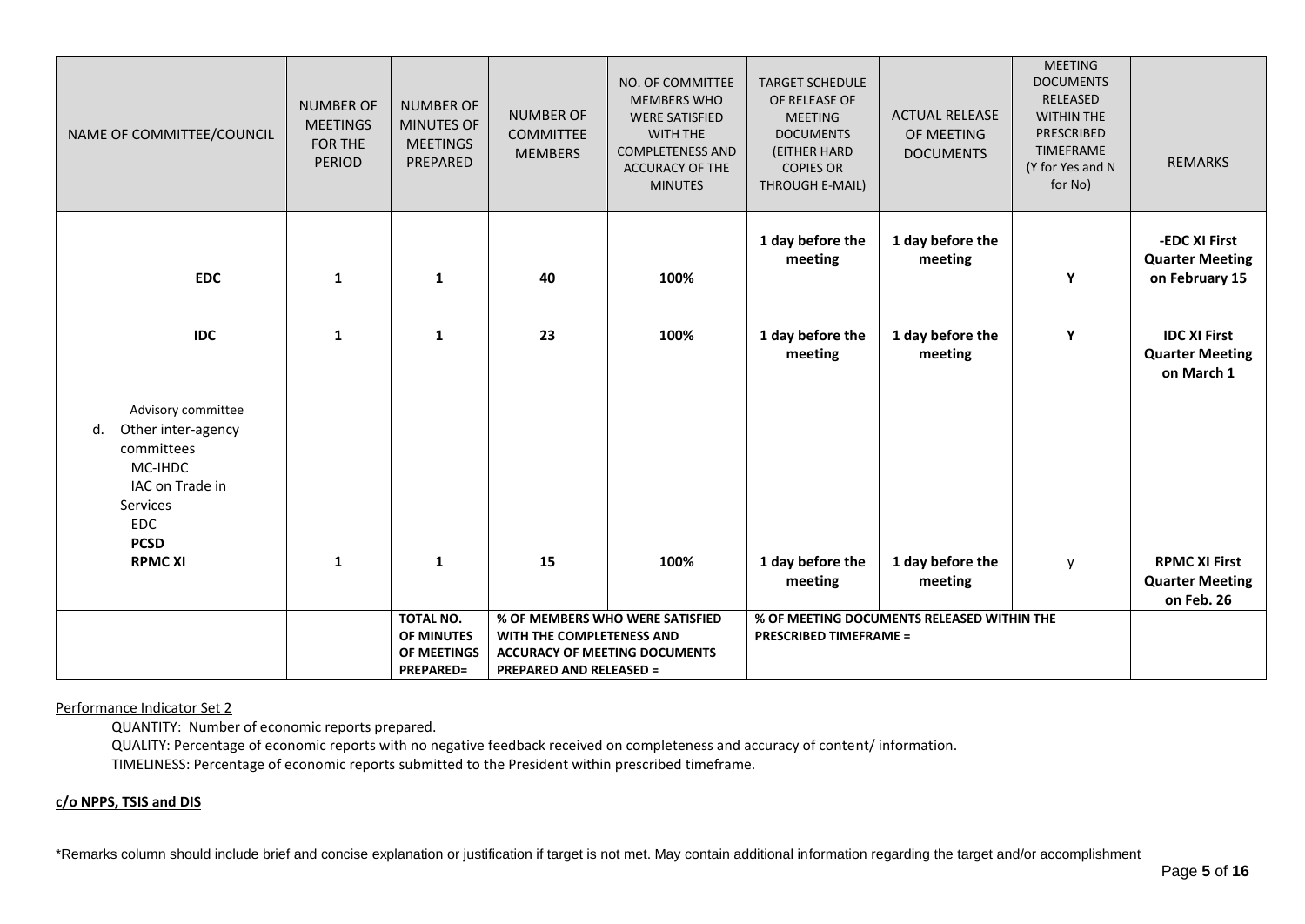| NAME OF COMMITTEE/COUNCIL | NUMBER OF MEETINGS FOR THE PERIOD | NUMBER OF MINUTES OF MEETINGS PREPARED | NUMBER OF COMMITTEE MEMBERS | NO. OF COMMITTEE MEMBERS WHO WERE SATISFIED WITH THE COMPLETENESS AND ACCURACY OF THE MINUTES | TARGET SCHEDULE OF RELEASE OF MEETING DOCUMENTS (EITHER HARD COPIES OR THROUGH E-MAIL) | ACTUAL RELEASE OF MEETING DOCUMENTS | MEETING DOCUMENTS RELEASED WITHIN THE PRESCRIBED TIMEFRAME (Y for Yes and N for No) | REMARKS |
|---|---|---|---|---|---|---|---|---|
| **EDC** | **1** | **1** | **40** | **100%** | **1 day before the meeting** | **1 day before the meeting** | **Y** | **-EDC XI First Quarter Meeting on February 15** |
| **IDC** | **1** | **1** | **23** | **100%** | **1 day before the meeting** | **1 day before the meeting** | **Y** | **IDC XI First Quarter Meeting on March 1** |
| Advisory committee<br>d. Other inter-agency committees<br>MC-IHDC<br>IAC on Trade in Services<br>EDC<br>**PCSD**<br>**RPMC XI** | **1** | **1** | **15** | **100%** | **1 day before the meeting** | **1 day before the meeting** | y | **RPMC XI First Quarter Meeting on Feb. 26** |
| | | **TOTAL NO. OF MINUTES OF MEETINGS PREPARED=** | **% OF MEMBERS WHO WERE SATISFIED WITH THE COMPLETENESS AND ACCURACY OF MEETING DOCUMENTS PREPARED AND RELEASED =** | | **% OF MEETING DOCUMENTS RELEASED WITHIN THE PRESCRIBED TIMEFRAME =** | | | |

Performance Indicator Set 2

QUANTITY: Number of economic reports prepared.

QUALITY: Percentage of economic reports with no negative feedback received on completeness and accuracy of content/ information.

TIMELINESS: Percentage of economic reports submitted to the President within prescribed timeframe.

**c/o NPPS, TSIS and DIS**

*Remarks column should include brief and concise explanation or justification if target is not met. May contain additional information regarding the target and/or accomplishment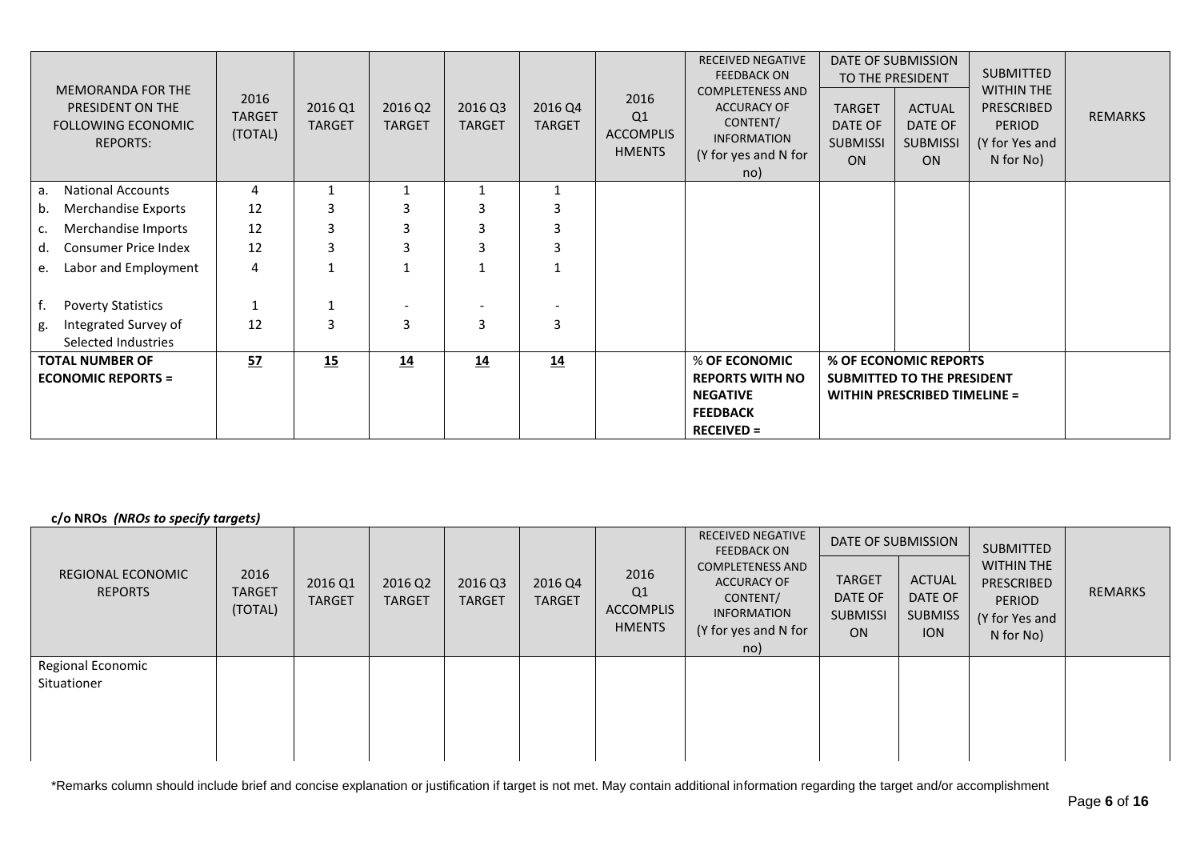| MEMORANDA FOR THE PRESIDENT ON THE FOLLOWING ECONOMIC REPORTS: | 2016 TARGET (TOTAL) | 2016 Q1 TARGET | 2016 Q2 TARGET | 2016 Q3 TARGET | 2016 Q4 TARGET | 2016 Q1 ACCOMPLISHMENTS | RECEIVED NEGATIVE FEEDBACK ON COMPLETENESS AND ACCURACY OF CONTENT/ INFORMATION (Y for yes and N for no) | DATE OF SUBMISSION TO THE PRESIDENT | | SUBMITTED WITHIN THE PRESCRIBED PERIOD (Y for Yes and N for No) | REMARKS |
|---|---|---|---|---|---|---|---|---|---|---|---|
| | | | | | | | | TARGET DATE OF SUBMISSION | ACTUAL DATE OF SUBMISSION | | |
| a. National Accounts | 4 | 1 | 1 | 1 | 1 | | | | | | |
| b. Merchandise Exports | 12 | 3 | 3 | 3 | 3 | | | | | | |
| c. Merchandise Imports | 12 | 3 | 3 | 3 | 3 | | | | | | |
| d. Consumer Price Index | 12 | 3 | 3 | 3 | 3 | | | | | | |
| e. Labor and Employment | 4 | 1 | 1 | 1 | 1 | | | | | | |
| f. Poverty Statistics | 1 | 1 | - | - | - | | | | | | |
| g. Integrated Survey of Selected Industries | 12 | 3 | 3 | 3 | 3 | | | | | | |
| **TOTAL NUMBER OF ECONOMIC REPORTS =** | **57** | **15** | **14** | **14** | **14** | | **% OF ECONOMIC REPORTS WITH NO NEGATIVE FEEDBACK RECEIVED =** | **% OF ECONOMIC REPORTS SUBMITTED TO THE PRESIDENT WITHIN PRESCRIBED TIMELINE =** | | | |

**c/o NROs** ***(NROs to specify targets)***

| REGIONAL ECONOMIC REPORTS | 2016 TARGET (TOTAL) | 2016 Q1 TARGET | 2016 Q2 TARGET | 2016 Q3 TARGET | 2016 Q4 TARGET | 2016 Q1 ACCOMPLISHMENTS | RECEIVED NEGATIVE FEEDBACK ON COMPLETENESS AND ACCURACY OF CONTENT/ INFORMATION (Y for yes and N for no) | DATE OF SUBMISSION | | SUBMITTED WITHIN THE PRESCRIBED PERIOD (Y for Yes and N for No) | REMARKS |
|---|---|---|---|---|---|---|---|---|---|---|---|
| | | | | | | | | TARGET DATE OF SUBMISSION | ACTUAL DATE OF SUBMISSION | | |
| Regional Economic Situationer | | | | | | | | | | | |

*Remarks column should include brief and concise explanation or justification if target is not met. May contain additional information regarding the target and/or accomplishment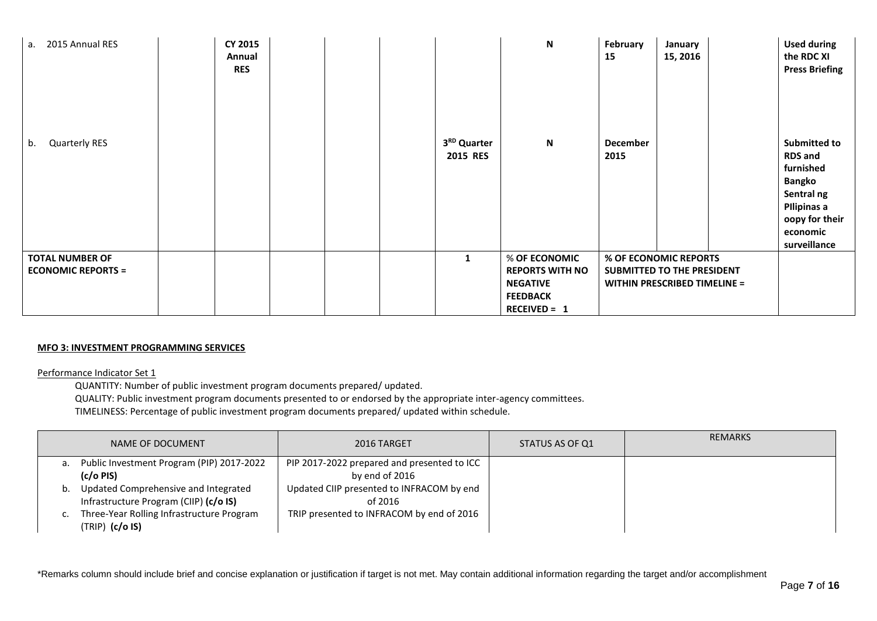| a. 2015 Annual RES | | CY 2015 Annual RES | | | | | N | February 15 | January 15, 2016 | | Used during the RDC XI Press Briefing |
|---|---|---|---|---|---|---|---|---|---|---|---|
| b. Quarterly RES | | | | | | 3RD Quarter 2015 RES | N | December 2015 | | | Submitted to RDS and furnished Bangko Sentral ng PIlipinas a oopy for their economic surveillance |
| **TOTAL NUMBER OF ECONOMIC REPORTS =** | | | | | | 1 | % OF ECONOMIC REPORTS WITH NO NEGATIVE FEEDBACK RECEIVED = 1 | % OF ECONOMIC REPORTS SUBMITTED TO THE PRESIDENT WITHIN PRESCRIBED TIMELINE = | | | |

**MFO 3: INVESTMENT PROGRAMMING SERVICES**

Performance Indicator Set 1

QUANTITY: Number of public investment program documents prepared/ updated.
QUALITY: Public investment program documents presented to or endorsed by the appropriate inter-agency committees.
TIMELINESS: Percentage of public investment program documents prepared/ updated within schedule.

| NAME OF DOCUMENT | 2016 TARGET | STATUS AS OF Q1 | REMARKS |
|---|---|---|---|
| a. Public Investment Program (PIP) 2017-2022 **(c/o PIS)** | PIP 2017-2022 prepared and presented to ICC by end of 2016 | | |
| b. Updated Comprehensive and Integrated Infrastructure Program (CIIP) **(c/o IS)** | Updated CIIP presented to INFRACOM by end of 2016 | | |
| c. Three-Year Rolling Infrastructure Program (TRIP) **(c/o IS)** | TRIP presented to INFRACOM by end of 2016 | | |

*Remarks column should include brief and concise explanation or justification if target is not met. May contain additional information regarding the target and/or accomplishment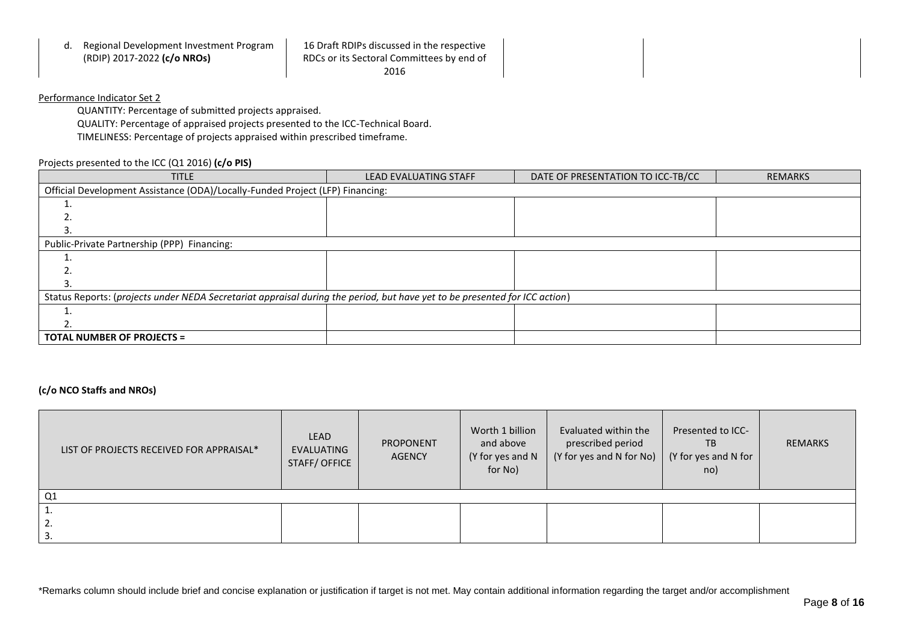| | | | |
|---|---|---|---|
| d. Regional Development Investment Program (RDIP) 2017-2022 **(c/o NROs)** | 16 Draft RDIPs discussed in the respective RDCs or its Sectoral Committees by end of 2016 | | |

Performance Indicator Set 2

QUANTITY: Percentage of submitted projects appraised.
QUALITY: Percentage of appraised projects presented to the ICC-Technical Board.
TIMELINESS: Percentage of projects appraised within prescribed timeframe.

Projects presented to the ICC (Q1 2016) **(c/o PIS)**

| TITLE | LEAD EVALUATING STAFF | DATE OF PRESENTATION TO ICC-TB/CC | REMARKS |
|---|---|---|---|
| Official Development Assistance (ODA)/Locally-Funded Project (LFP) Financing: | | | |
| 1.<br>2.<br>3. | | | |
| Public-Private Partnership (PPP) Financing: | | | |
| 1.<br>2.<br>3. | | | |
| Status Reports: (*projects under NEDA Secretariat appraisal during the period, but have yet to be presented for ICC action*) | | | |
| 1.<br>2. | | | |
| **TOTAL NUMBER OF PROJECTS =** | | | |

**(c/o NCO Staffs and NROs)**

| LIST OF PROJECTS RECEIVED FOR APPRAISAL* | LEAD EVALUATING STAFF/ OFFICE | PROPONENT AGENCY | Worth 1 billion and above (Y for yes and N for No) | Evaluated within the prescribed period (Y for yes and N for No) | Presented to ICC-TB (Y for yes and N for no) | REMARKS |
|---|---|---|---|---|---|---|
| Q1 | | | | | | |
| 1.<br>2.<br>3. | | | | | | |

*Remarks column should include brief and concise explanation or justification if target is not met. May contain additional information regarding the target and/or accomplishment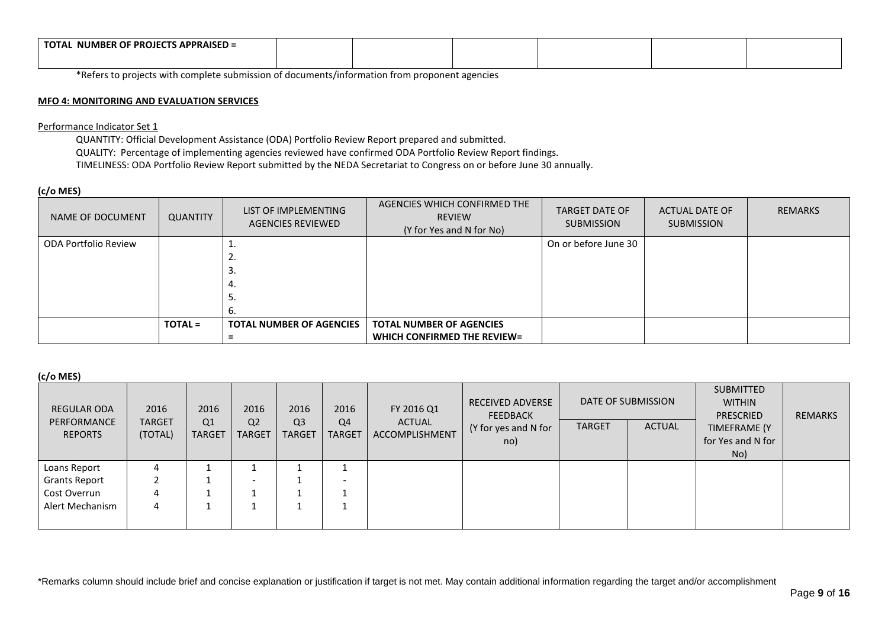| TOTAL NUMBER OF PROJECTS APPRAISED = | | | | | | |
|---|---|---|---|---|---|---|

*Refers to projects with complete submission of documents/information from proponent agencies

**MFO 4: MONITORING AND EVALUATION SERVICES**

Performance Indicator Set 1

QUANTITY: Official Development Assistance (ODA) Portfolio Review Report prepared and submitted.

QUALITY: Percentage of implementing agencies reviewed have confirmed ODA Portfolio Review Report findings.

TIMELINESS: ODA Portfolio Review Report submitted by the NEDA Secretariat to Congress on or before June 30 annually.

**(c/o MES)**

| NAME OF DOCUMENT | QUANTITY | LIST OF IMPLEMENTING AGENCIES REVIEWED | AGENCIES WHICH CONFIRMED THE REVIEW (Y for Yes and N for No) | TARGET DATE OF SUBMISSION | ACTUAL DATE OF SUBMISSION | REMARKS |
|---|---|---|---|---|---|---|
| ODA Portfolio Review | | 1.<br>2.<br>3.<br>4.<br>5.<br>6. | | On or before June 30 | | |
| | **TOTAL =** | **TOTAL NUMBER OF AGENCIES =** | **TOTAL NUMBER OF AGENCIES WHICH CONFIRMED THE REVIEW=** | | | |

**(c/o MES)**

| REGULAR ODA PERFORMANCE REPORTS | 2016 TARGET (TOTAL) | 2016 Q1 TARGET | 2016 Q2 TARGET | 2016 Q3 TARGET | 2016 Q4 TARGET | FY 2016 Q1 ACTUAL ACCOMPLISHMENT | RECEIVED ADVERSE FEEDBACK (Y for yes and N for no) | DATE OF SUBMISSION | | SUBMITTED WITHIN PRESCRIED TIMEFRAME (Y for Yes and N for No) | REMARKS |
|---|---|---|---|---|---|---|---|---|---|---|---|
| | | | | | | | | TARGET | ACTUAL | | |
| Loans Report | 4 | 1 | 1 | 1 | 1 | | | | | | |
| Grants Report | 2 | 1 | - | 1 | - | | | | | | |
| Cost Overrun | 4 | 1 | 1 | 1 | 1 | | | | | | |
| Alert Mechanism | 4 | 1 | 1 | 1 | 1 | | | | | | |

*Remarks column should include brief and concise explanation or justification if target is not met. May contain additional information regarding the target and/or accomplishment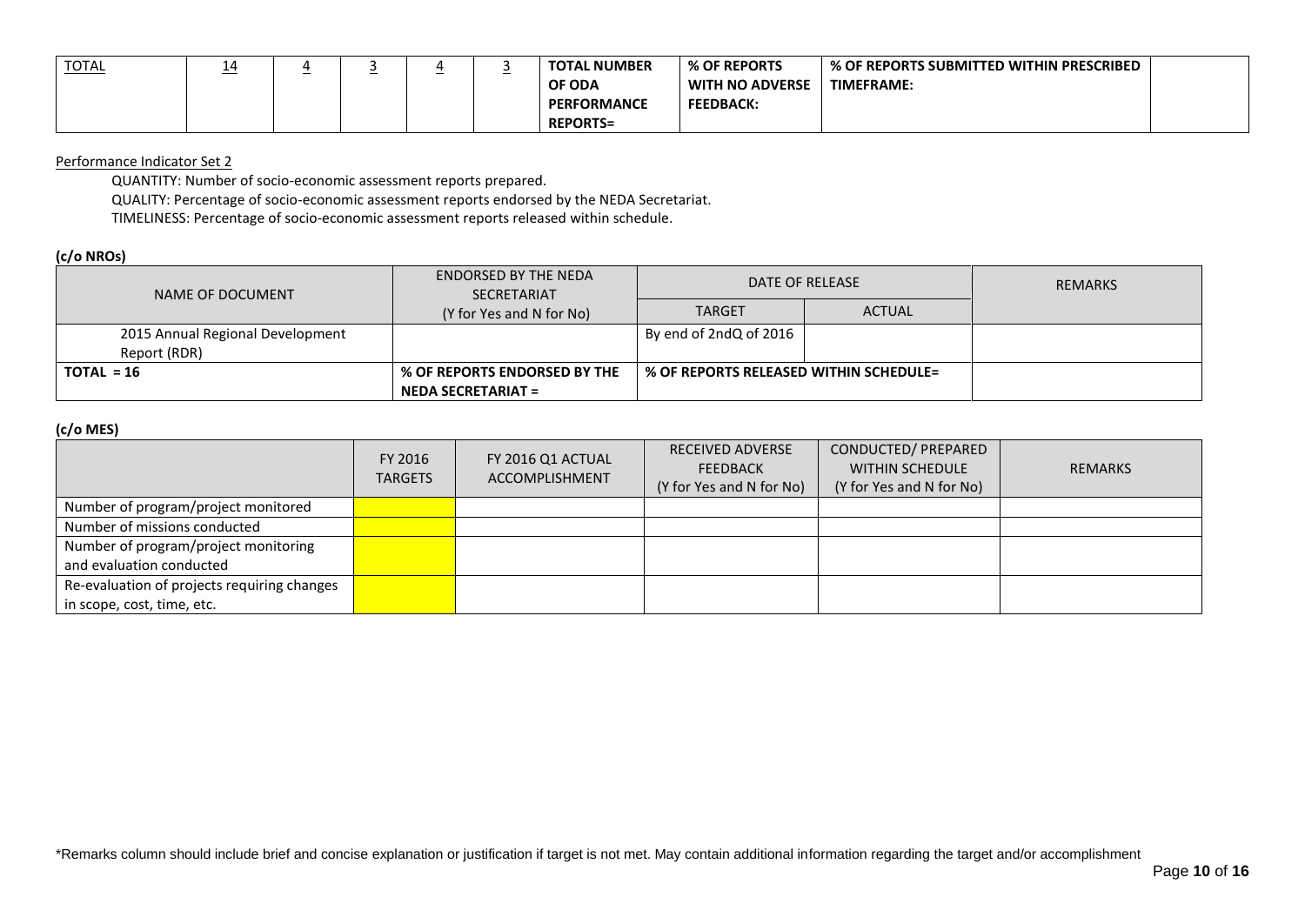| TOTAL | 14 | 4 | 3 | 4 | 3 | TOTAL NUMBER OF ODA PERFORMANCE REPORTS= | % OF REPORTS WITH NO ADVERSE FEEDBACK: | % OF REPORTS SUBMITTED WITHIN PRESCRIBED TIMEFRAME: | |
|---|---|---|---|---|---|---|---|---|---|

Performance Indicator Set 2

QUANTITY: Number of socio-economic assessment reports prepared.

QUALITY: Percentage of socio-economic assessment reports endorsed by the NEDA Secretariat.

TIMELINESS: Percentage of socio-economic assessment reports released within schedule.

**(c/o NROs)**

| NAME OF DOCUMENT | ENDORSED BY THE NEDA SECRETARIAT (Y for Yes and N for No) | DATE OF RELEASE | | REMARKS |
|---|---|---|---|---|
| | | TARGET | ACTUAL | |
| 2015 Annual Regional Development Report (RDR) | | By end of 2ndQ of 2016 | | |
| **TOTAL = 16** | **% OF REPORTS ENDORSED BY THE NEDA SECRETARIAT =** | **% OF REPORTS RELEASED WITHIN SCHEDULE=** | | |

**(c/o MES)**

| | FY 2016 TARGETS | FY 2016 Q1 ACTUAL ACCOMPLISHMENT | RECEIVED ADVERSE FEEDBACK (Y for Yes and N for No) | CONDUCTED/ PREPARED WITHIN SCHEDULE (Y for Yes and N for No) | REMARKS |
|---|---|---|---|---|---|
| Number of program/project monitored | | | | | |
| Number of missions conducted | | | | | |
| Number of program/project monitoring and evaluation conducted | | | | | |
| Re-evaluation of projects requiring changes in scope, cost, time, etc. | | | | | |

*Remarks column should include brief and concise explanation or justification if target is not met. May contain additional information regarding the target and/or accomplishment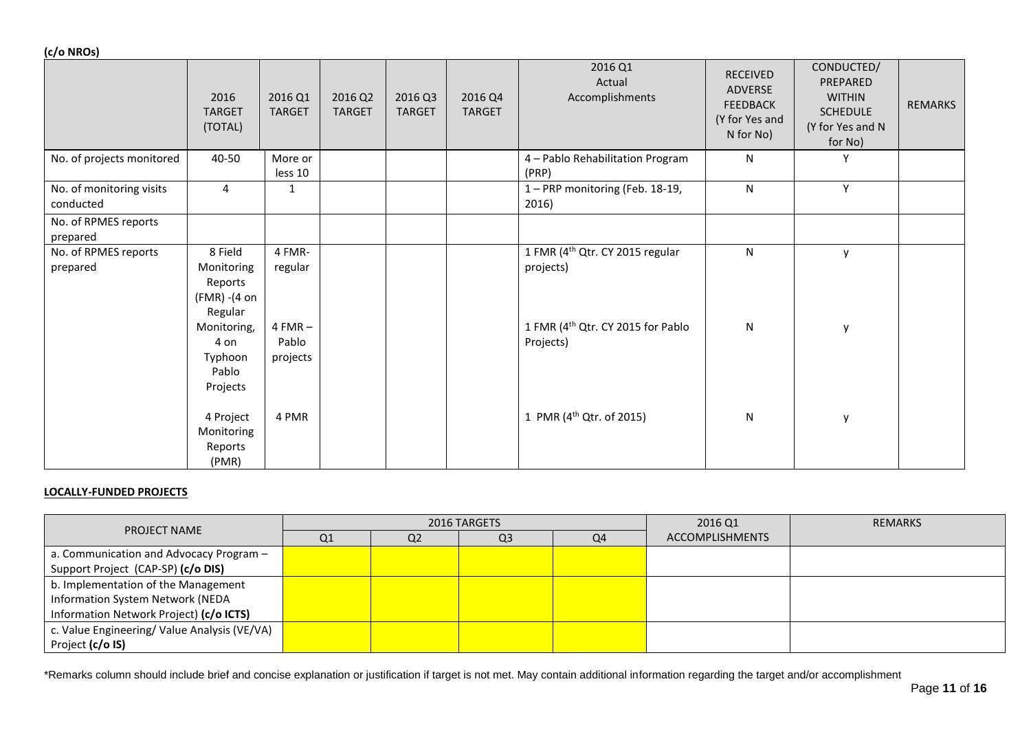**(c/o NROs)**

| | 2016 TARGET (TOTAL) | 2016 Q1 TARGET | 2016 Q2 TARGET | 2016 Q3 TARGET | 2016 Q4 TARGET | 2016 Q1 Actual Accomplishments | RECEIVED ADVERSE FEEDBACK (Y for Yes and N for No) | CONDUCTED/ PREPARED WITHIN SCHEDULE (Y for Yes and N for No) | REMARKS |
|---|---|---|---|---|---|---|---|---|---|
| No. of projects monitored | 40-50 | More or less 10 | | | | 4 – Pablo Rehabilitation Program (PRP) | N | Y | |
| No. of monitoring visits conducted | 4 | 1 | | | | 1 – PRP monitoring (Feb. 18-19, 2016) | N | Y | |
| No. of RPMES reports prepared | | | | | | | | | |
| No. of RPMES reports prepared | 8 Field Monitoring Reports (FMR) -(4 on Regular Monitoring, 4 on Typhoon Pablo Projects | 4 FMR-regular | | | | 1 FMR (4th Qtr. CY 2015 regular projects) | N | y | |
| | | 4 FMR – Pablo projects | | | | 1 FMR (4th Qtr. CY 2015 for Pablo Projects) | N | y | |
| | 4 Project Monitoring Reports (PMR) | 4 PMR | | | | 1 PMR (4th Qtr. of 2015) | N | y | |

**LOCALLY-FUNDED PROJECTS**

| PROJECT NAME | 2016 TARGETS | | | | 2016 Q1 ACCOMPLISHMENTS | REMARKS |
|---|---|---|---|---|---|---|
| | Q1 | Q2 | Q3 | Q4 | | |
| a. Communication and Advocacy Program – Support Project (CAP-SP) **(c/o DIS)** | | | | | | |
| b. Implementation of the Management Information System Network (NEDA Information Network Project) **(c/o ICTS)** | | | | | | |
| c. Value Engineering/ Value Analysis (VE/VA) Project **(c/o IS)** | | | | | | |

*Remarks column should include brief and concise explanation or justification if target is not met. May contain additional information regarding the target and/or accomplishment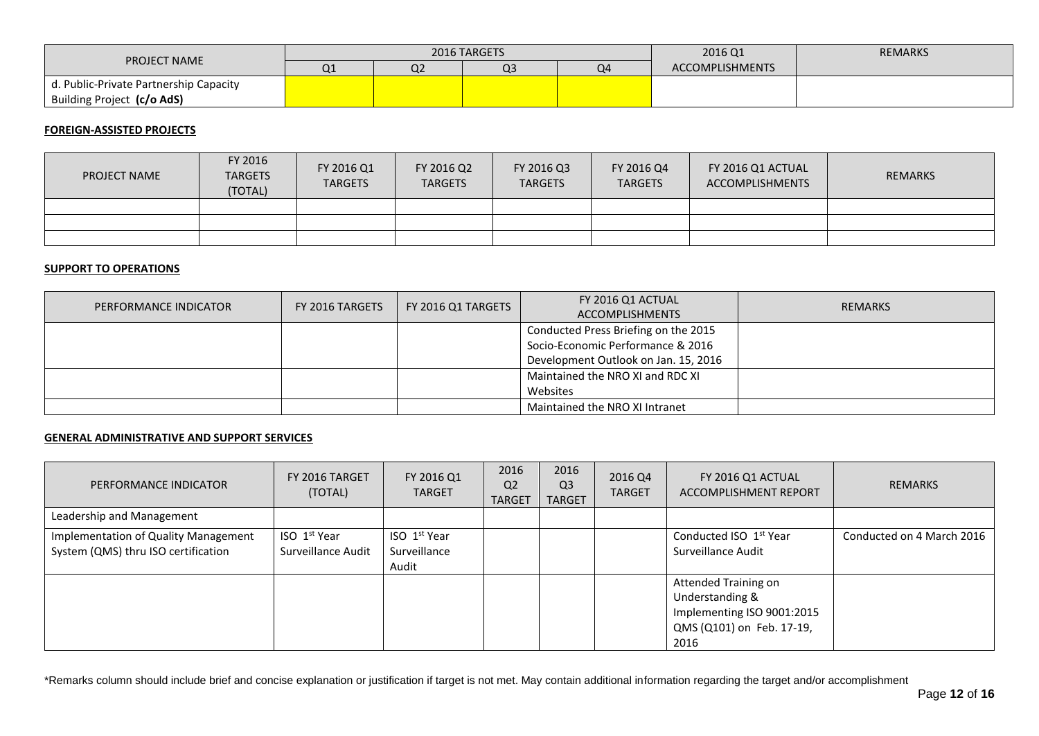| PROJECT NAME | 2016 TARGETS | | | | 2016 Q1 ACCOMPLISHMENTS | REMARKS |
|---|---|---|---|---|---|---|
| | Q1 | Q2 | Q3 | Q4 | | |
| d. Public-Private Partnership Capacity Building Project **(c/o AdS)** | | | | | | |

**FOREIGN-ASSISTED PROJECTS**

| PROJECT NAME | FY 2016 TARGETS (TOTAL) | FY 2016 Q1 TARGETS | FY 2016 Q2 TARGETS | FY 2016 Q3 TARGETS | FY 2016 Q4 TARGETS | FY 2016 Q1 ACTUAL ACCOMPLISHMENTS | REMARKS |
|---|---|---|---|---|---|---|---|
| | | | | | | | |
| | | | | | | | |
| | | | | | | | |

**SUPPORT TO OPERATIONS**

| PERFORMANCE INDICATOR | FY 2016 TARGETS | FY 2016 Q1 TARGETS | FY 2016 Q1 ACTUAL ACCOMPLISHMENTS | REMARKS |
|---|---|---|---|---|
| | | | Conducted Press Briefing on the 2015 Socio-Economic Performance & 2016 Development Outlook on Jan. 15, 2016 | |
| | | | Maintained the NRO XI and RDC XI Websites | |
| | | | Maintained the NRO XI Intranet | |

**GENERAL ADMINISTRATIVE AND SUPPORT SERVICES**

| PERFORMANCE INDICATOR | FY 2016 TARGET (TOTAL) | FY 2016 Q1 TARGET | 2016 Q2 TARGET | 2016 Q3 TARGET | 2016 Q4 TARGET | FY 2016 Q1 ACTUAL ACCOMPLISHMENT REPORT | REMARKS |
|---|---|---|---|---|---|---|---|
| Leadership and Management | | | | | | | |
| Implementation of Quality Management System (QMS) thru ISO certification | ISO 1st Year Surveillance Audit | ISO 1st Year Surveillance Audit | | | | Conducted ISO 1st Year Surveillance Audit | Conducted on 4 March 2016 |
| | | | | | | Attended Training on Understanding & Implementing ISO 9001:2015 QMS (Q101) on Feb. 17-19, 2016 | |

*Remarks column should include brief and concise explanation or justification if target is not met. May contain additional information regarding the target and/or accomplishment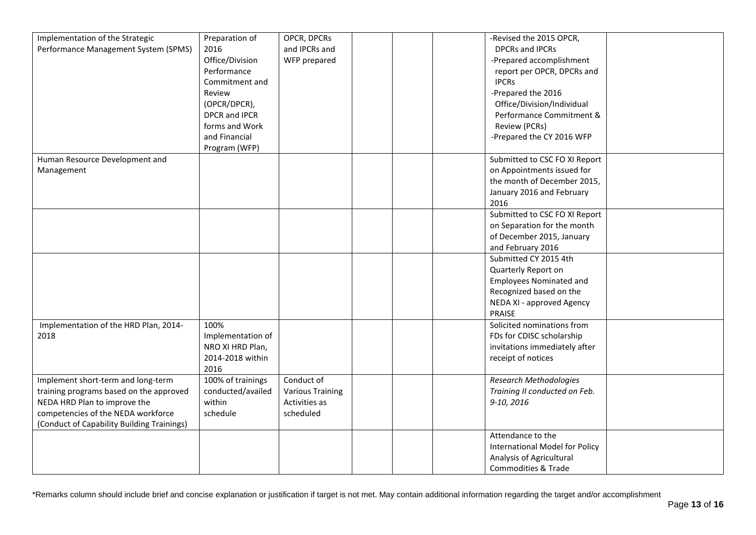| | | | | | | | |
|---|---|---|---|---|---|---|---|
| Implementation of the Strategic Performance Management System (SPMS) | Preparation of 2016 Office/Division Performance Commitment and Review (OPCR/DPCR), DPCR and IPCR forms and Work and Financial Program (WFP) | OPCR, DPCRs and IPCRs and WFP prepared | | | | -Revised the 2015 OPCR, DPCRs and IPCRs<br>-Prepared accomplishment report per OPCR, DPCRs and IPCRs<br>-Prepared the 2016 Office/Division/Individual Performance Commitment & Review (PCRs)<br>-Prepared the CY 2016 WFP | |
| Human Resource Development and Management | | | | | | Submitted to CSC FO XI Report on Appointments issued for the month of December 2015, January 2016 and February 2016 | |
| | | | | | | Submitted to CSC FO XI Report on Separation for the month of December 2015, January and February 2016 | |
| | | | | | | Submitted CY 2015 4th Quarterly Report on Employees Nominated and Recognized based on the NEDA XI - approved Agency PRAISE | |
| Implementation of the HRD Plan, 2014-2018 | 100% Implementation of NRO XI HRD Plan, 2014-2018 within 2016 | | | | | Solicited nominations from FDs for CDISC scholarship invitations immediately after receipt of notices | |
| Implement short-term and long-term training programs based on the approved NEDA HRD Plan to improve the competencies of the NEDA workforce (Conduct of Capability Building Trainings) | 100% of trainings conducted/availed within schedule | Conduct of Various Training Activities as scheduled | | | | *Research Methodologies Training II conducted on Feb. 9-10, 2016* | |
| | | | | | | Attendance to the International Model for Policy Analysis of Agricultural Commodities & Trade | |

*Remarks column should include brief and concise explanation or justification if target is not met. May contain additional information regarding the target and/or accomplishment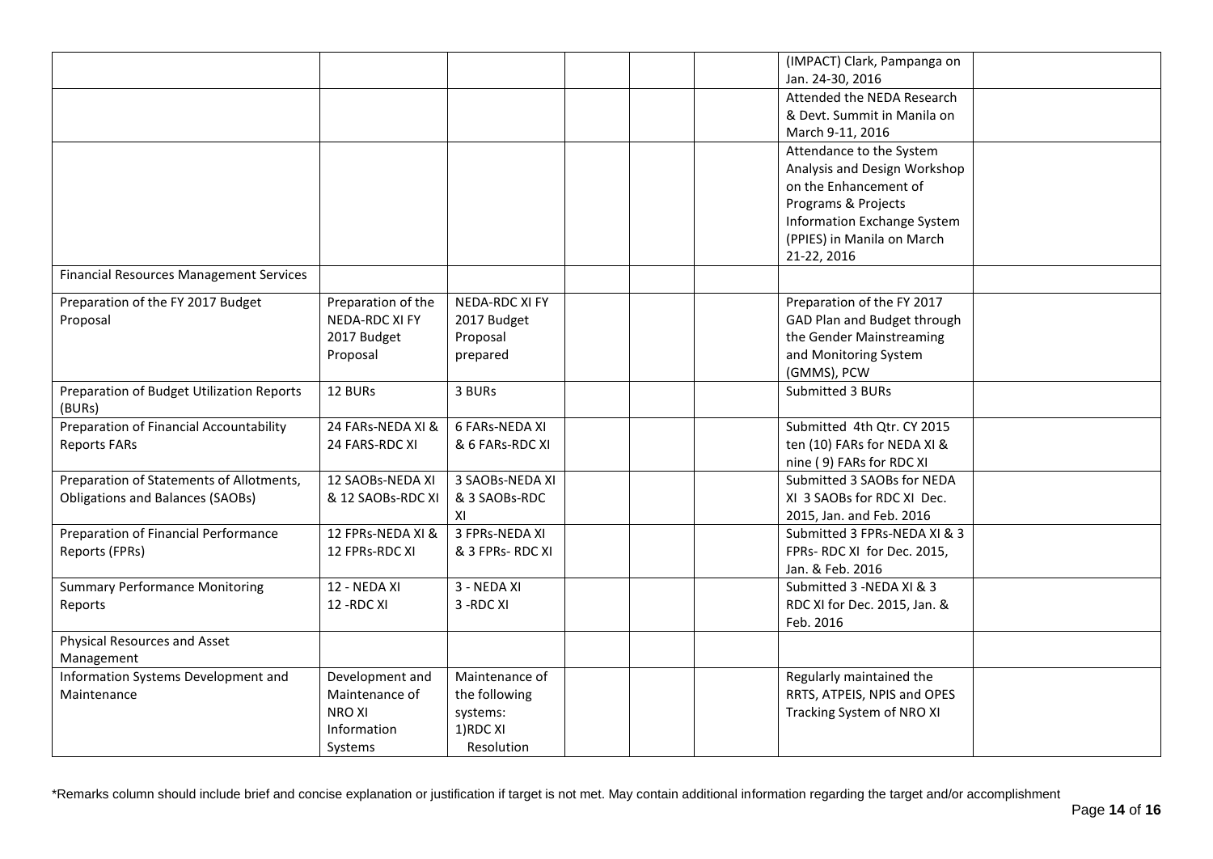| | | | | | | | |
|---|---|---|---|---|---|---|---|
| | | | | | | (IMPACT) Clark, Pampanga on Jan. 24-30, 2016 | |
| | | | | | | Attended the NEDA Research & Devt. Summit in Manila on March 9-11, 2016 | |
| | | | | | | Attendance to the System Analysis and Design Workshop on the Enhancement of Programs & Projects Information Exchange System (PPIES) in Manila on March 21-22, 2016 | |
| Financial Resources Management Services | | | | | | | |
| Preparation of the FY 2017 Budget Proposal | Preparation of the NEDA-RDC XI FY 2017 Budget Proposal | NEDA-RDC XI FY 2017 Budget Proposal prepared | | | | Preparation of the FY 2017 GAD Plan and Budget through the Gender Mainstreaming and Monitoring System (GMMS), PCW | |
| Preparation of Budget Utilization Reports (BURs) | 12 BURs | 3 BURs | | | | Submitted 3 BURs | |
| Preparation of Financial Accountability Reports FARs | 24 FARs-NEDA XI & 24 FARS-RDC XI | 6 FARs-NEDA XI & 6 FARs-RDC XI | | | | Submitted 4th Qtr. CY 2015 ten (10) FARs for NEDA XI & nine ( 9) FARs for RDC XI | |
| Preparation of Statements of Allotments, Obligations and Balances (SAOBs) | 12 SAOBs-NEDA XI & 12 SAOBs-RDC XI | 3 SAOBs-NEDA XI & 3 SAOBs-RDC XI | | | | Submitted 3 SAOBs for NEDA XI 3 SAOBs for RDC XI Dec. 2015, Jan. and Feb. 2016 | |
| Preparation of Financial Performance Reports (FPRs) | 12 FPRs-NEDA XI & 12 FPRs-RDC XI | 3 FPRs-NEDA XI & 3 FPRs- RDC XI | | | | Submitted 3 FPRs-NEDA XI & 3 FPRs- RDC XI for Dec. 2015, Jan. & Feb. 2016 | |
| Summary Performance Monitoring Reports | 12 - NEDA XI 12 -RDC XI | 3 - NEDA XI 3 -RDC XI | | | | Submitted 3 -NEDA XI & 3 RDC XI for Dec. 2015, Jan. & Feb. 2016 | |
| Physical Resources and Asset Management | | | | | | | |
| Information Systems Development and Maintenance | Development and Maintenance of NRO XI Information Systems | Maintenance of the following systems: 1)RDC XI Resolution | | | | Regularly maintained the RRTS, ATPEIS, NPIS and OPES Tracking System of NRO XI | |

*Remarks column should include brief and concise explanation or justification if target is not met. May contain additional information regarding the target and/or accomplishment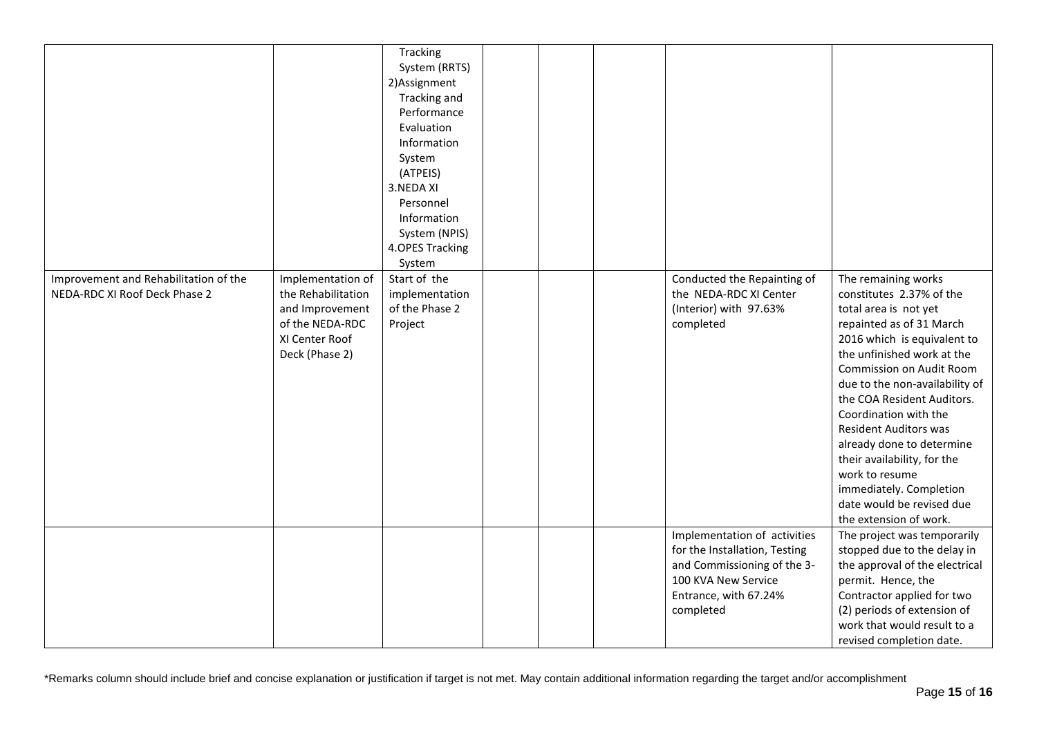| | | | | | | | |
|---|---|---|---|---|---|---|---|
| | | Tracking System (RRTS)<br>2)Assignment Tracking and Performance Evaluation Information System (ATPEIS)<br>3.NEDA XI Personnel Information System (NPIS)<br>4.OPES Tracking System | | | | | |
| Improvement and Rehabilitation of the NEDA-RDC XI Roof Deck Phase 2 | Implementation of the Rehabilitation and Improvement of the NEDA-RDC XI Center Roof Deck (Phase 2) | Start of the implementation of the Phase 2 Project | | | | Conducted the Repainting of the NEDA-RDC XI Center (Interior) with 97.63% completed | The remaining works constitutes 2.37% of the total area is not yet repainted as of 31 March 2016 which is equivalent to the unfinished work at the Commission on Audit Room due to the non-availability of the COA Resident Auditors. Coordination with the Resident Auditors was already done to determine their availability, for the work to resume immediately. Completion date would be revised due the extension of work. |
| | | | | | | Implementation of activities for the Installation, Testing and Commissioning of the 3-100 KVA New Service Entrance, with 67.24% completed | The project was temporarily stopped due to the delay in the approval of the electrical permit. Hence, the Contractor applied for two (2) periods of extension of work that would result to a revised completion date. |

*Remarks column should include brief and concise explanation or justification if target is not met. May contain additional information regarding the target and/or accomplishment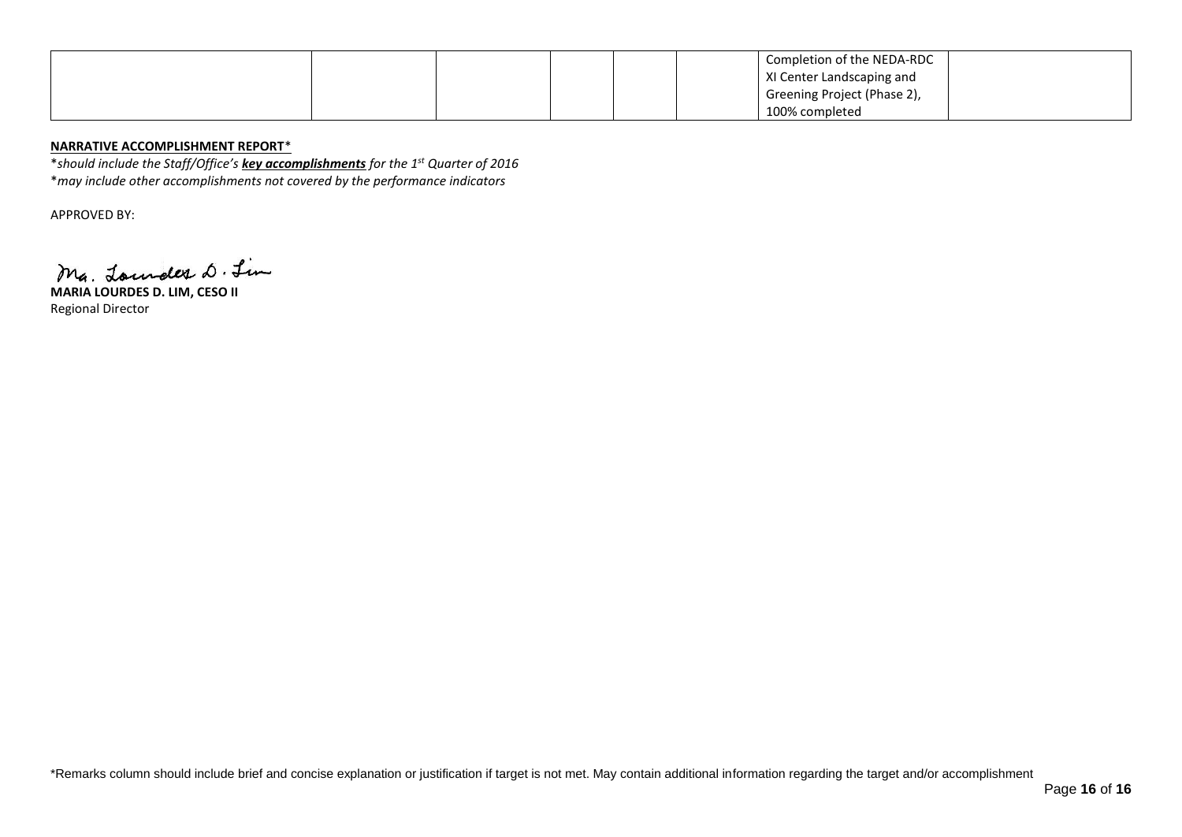| | | | | | | | |
|---|---|---|---|---|---|---|---|
| | | | | | | Completion of the NEDA-RDC XI Center Landscaping and Greening Project (Phase 2), 100% completed | |

**NARRATIVE ACCOMPLISHMENT REPORT***

*\*should include the Staff/Office's **key accomplishments** for the 1st Quarter of 2016*
*\*may include other accomplishments not covered by the performance indicators*

APPROVED BY:

Ma. Lourdes D. Lim

**MARIA LOURDES D. LIM, CESO II**
Regional Director

*Remarks column should include brief and concise explanation or justification if target is not met. May contain additional information regarding the target and/or accomplishment